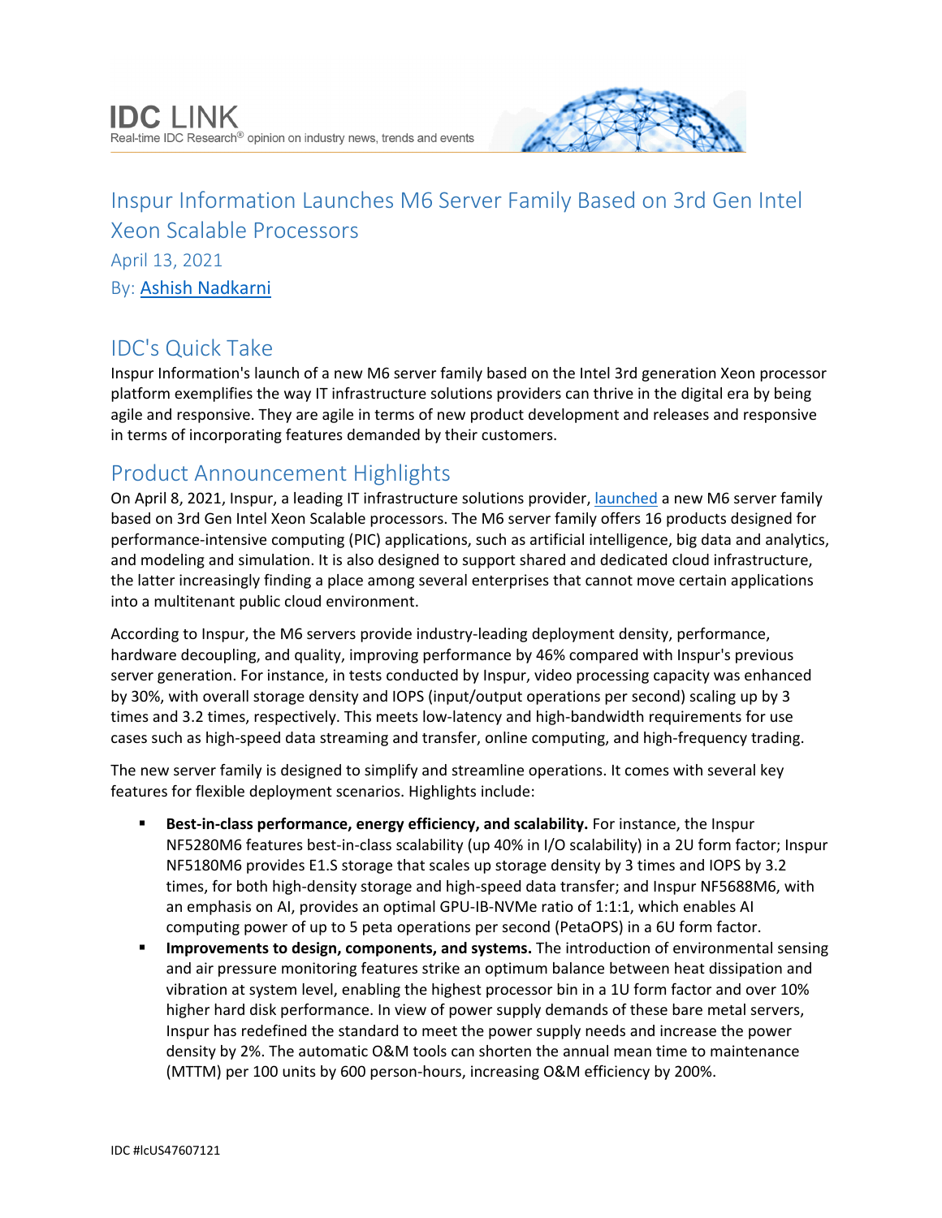IDC LINK
Real-time IDC Research® opinion on industry news, trends and events

# Inspur Information Launches M6 Server Family Based on 3rd Gen Intel Xeon Scalable Processors

April 13, 2021

By: Ashish Nadkarni

## IDC's Quick Take

Inspur Information's launch of a new M6 server family based on the Intel 3rd generation Xeon processor platform exemplifies the way IT infrastructure solutions providers can thrive in the digital era by being agile and responsive. They are agile in terms of new product development and releases and responsive in terms of incorporating features demanded by their customers.

## Product Announcement Highlights

On April 8, 2021, Inspur, a leading IT infrastructure solutions provider, launched a new M6 server family based on 3rd Gen Intel Xeon Scalable processors. The M6 server family offers 16 products designed for performance-intensive computing (PIC) applications, such as artificial intelligence, big data and analytics, and modeling and simulation. It is also designed to support shared and dedicated cloud infrastructure, the latter increasingly finding a place among several enterprises that cannot move certain applications into a multitenant public cloud environment.

According to Inspur, the M6 servers provide industry-leading deployment density, performance, hardware decoupling, and quality, improving performance by 46% compared with Inspur's previous server generation. For instance, in tests conducted by Inspur, video processing capacity was enhanced by 30%, with overall storage density and IOPS (input/output operations per second) scaling up by 3 times and 3.2 times, respectively. This meets low-latency and high-bandwidth requirements for use cases such as high-speed data streaming and transfer, online computing, and high-frequency trading.

The new server family is designed to simplify and streamline operations. It comes with several key features for flexible deployment scenarios. Highlights include:

- **Best-in-class performance, energy efficiency, and scalability.** For instance, the Inspur NF5280M6 features best-in-class scalability (up 40% in I/O scalability) in a 2U form factor; Inspur NF5180M6 provides E1.S storage that scales up storage density by 3 times and IOPS by 3.2 times, for both high-density storage and high-speed data transfer; and Inspur NF5688M6, with an emphasis on AI, provides an optimal GPU-IB-NVMe ratio of 1:1:1, which enables AI computing power of up to 5 peta operations per second (PetaOPS) in a 6U form factor.
- **Improvements to design, components, and systems.** The introduction of environmental sensing and air pressure monitoring features strike an optimum balance between heat dissipation and vibration at system level, enabling the highest processor bin in a 1U form factor and over 10% higher hard disk performance. In view of power supply demands of these bare metal servers, Inspur has redefined the standard to meet the power supply needs and increase the power density by 2%. The automatic O&M tools can shorten the annual mean time to maintenance (MTTM) per 100 units by 600 person-hours, increasing O&M efficiency by 200%.

IDC #lcUS47607121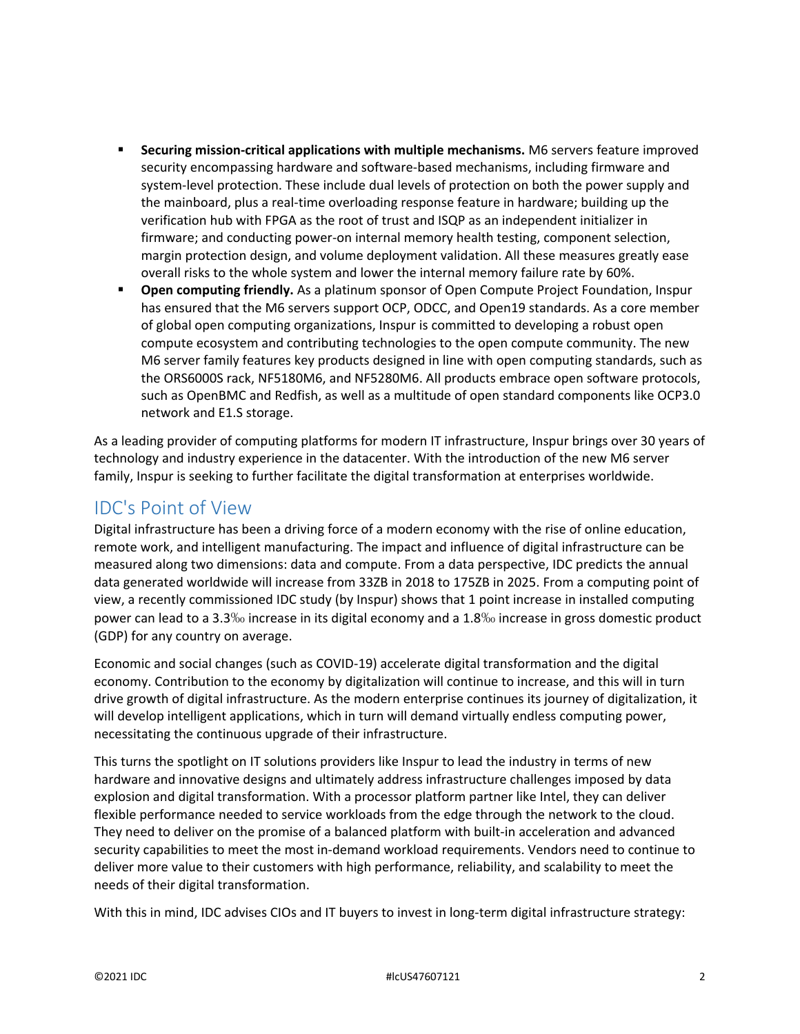- **Securing mission-critical applications with multiple mechanisms.** M6 servers feature improved security encompassing hardware and software-based mechanisms, including firmware and system-level protection. These include dual levels of protection on both the power supply and the mainboard, plus a real-time overloading response feature in hardware; building up the verification hub with FPGA as the root of trust and ISQP as an independent initializer in firmware; and conducting power-on internal memory health testing, component selection, margin protection design, and volume deployment validation. All these measures greatly ease overall risks to the whole system and lower the internal memory failure rate by 60%.
- **Open computing friendly.** As a platinum sponsor of Open Compute Project Foundation, Inspur has ensured that the M6 servers support OCP, ODCC, and Open19 standards. As a core member of global open computing organizations, Inspur is committed to developing a robust open compute ecosystem and contributing technologies to the open compute community. The new M6 server family features key products designed in line with open computing standards, such as the ORS6000S rack, NF5180M6, and NF5280M6. All products embrace open software protocols, such as OpenBMC and Redfish, as well as a multitude of open standard components like OCP3.0 network and E1.S storage.

As a leading provider of computing platforms for modern IT infrastructure, Inspur brings over 30 years of technology and industry experience in the datacenter. With the introduction of the new M6 server family, Inspur is seeking to further facilitate the digital transformation at enterprises worldwide.

## IDC's Point of View

Digital infrastructure has been a driving force of a modern economy with the rise of online education, remote work, and intelligent manufacturing. The impact and influence of digital infrastructure can be measured along two dimensions: data and compute. From a data perspective, IDC predicts the annual data generated worldwide will increase from 33ZB in 2018 to 175ZB in 2025. From a computing point of view, a recently commissioned IDC study (by Inspur) shows that 1 point increase in installed computing power can lead to a 3.3‰ increase in its digital economy and a 1.8‰ increase in gross domestic product (GDP) for any country on average.

Economic and social changes (such as COVID-19) accelerate digital transformation and the digital economy. Contribution to the economy by digitalization will continue to increase, and this will in turn drive growth of digital infrastructure. As the modern enterprise continues its journey of digitalization, it will develop intelligent applications, which in turn will demand virtually endless computing power, necessitating the continuous upgrade of their infrastructure.

This turns the spotlight on IT solutions providers like Inspur to lead the industry in terms of new hardware and innovative designs and ultimately address infrastructure challenges imposed by data explosion and digital transformation. With a processor platform partner like Intel, they can deliver flexible performance needed to service workloads from the edge through the network to the cloud. They need to deliver on the promise of a balanced platform with built-in acceleration and advanced security capabilities to meet the most in-demand workload requirements. Vendors need to continue to deliver more value to their customers with high performance, reliability, and scalability to meet the needs of their digital transformation.

With this in mind, IDC advises CIOs and IT buyers to invest in long-term digital infrastructure strategy: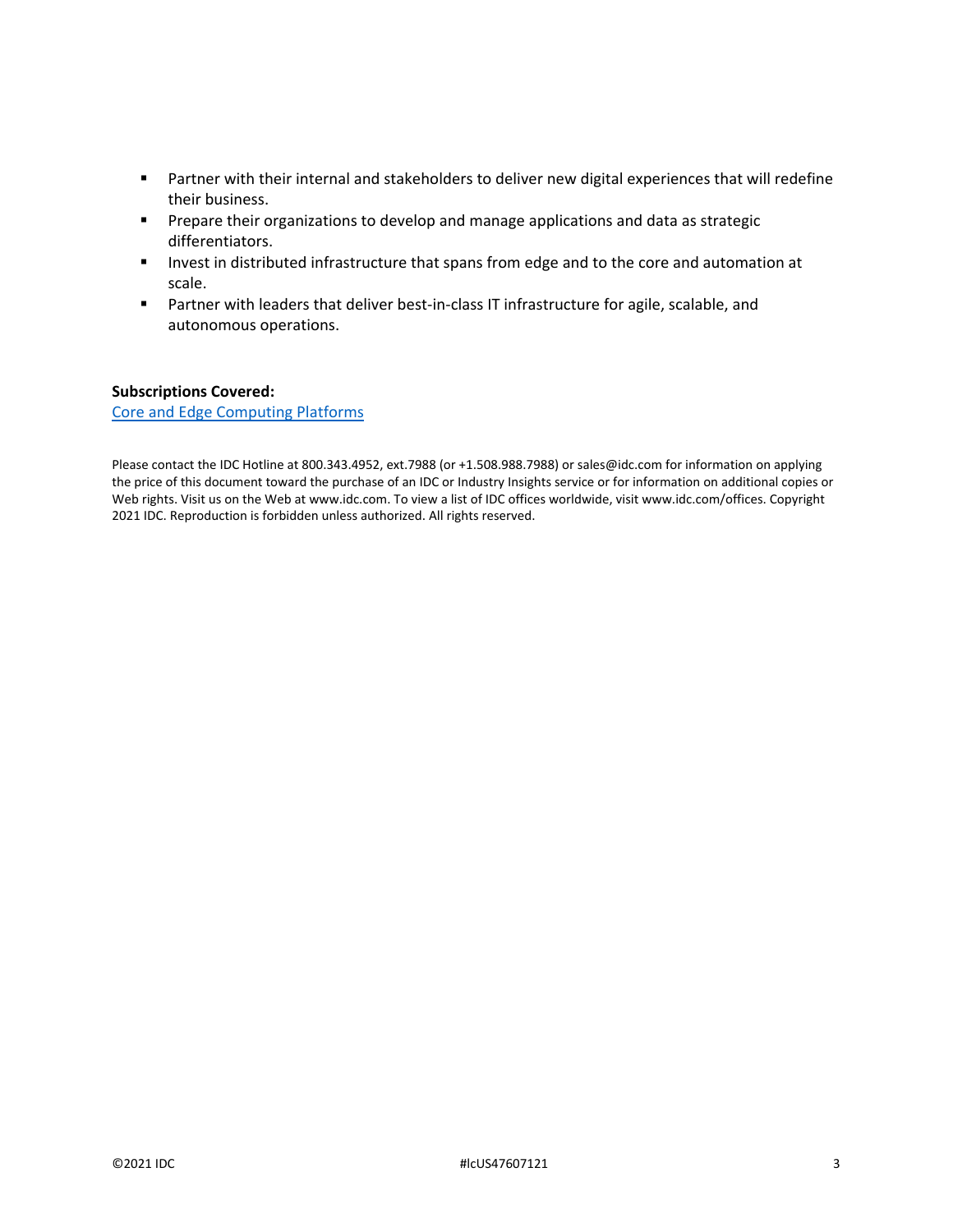- Partner with their internal and stakeholders to deliver new digital experiences that will redefine their business.
- Prepare their organizations to develop and manage applications and data as strategic differentiators.
- Invest in distributed infrastructure that spans from edge and to the core and automation at scale.
- Partner with leaders that deliver best-in-class IT infrastructure for agile, scalable, and autonomous operations.

**Subscriptions Covered:**
Core and Edge Computing Platforms

Please contact the IDC Hotline at 800.343.4952, ext.7988 (or +1.508.988.7988) or sales@idc.com for information on applying the price of this document toward the purchase of an IDC or Industry Insights service or for information on additional copies or Web rights. Visit us on the Web at www.idc.com. To view a list of IDC offices worldwide, visit www.idc.com/offices. Copyright 2021 IDC. Reproduction is forbidden unless authorized. All rights reserved.